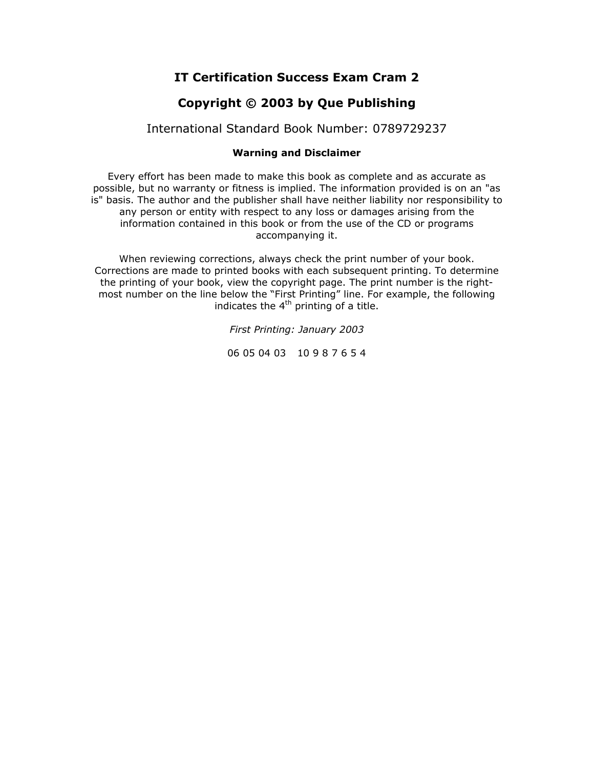# IT Certification Success Exam Cram 2

## Copyright © 2003 by Que Publishing

International Standard Book Number: 0789729237

**Warning and Disclaimer**

Every effort has been made to make this book as complete and as accurate as possible, but no warranty or fitness is implied. The information provided is on an "as is" basis. The author and the publisher shall have neither liability nor responsibility to any person or entity with respect to any loss or damages arising from the information contained in this book or from the use of the CD or programs accompanying it.

When reviewing corrections, always check the print number of your book. Corrections are made to printed books with each subsequent printing. To determine the printing of your book, view the copyright page. The print number is the right-most number on the line below the “First Printing” line. For example, the following indicates the 4th printing of a title.

*First Printing: January 2003*

06 05 04 03   10 9 8 7 6 5 4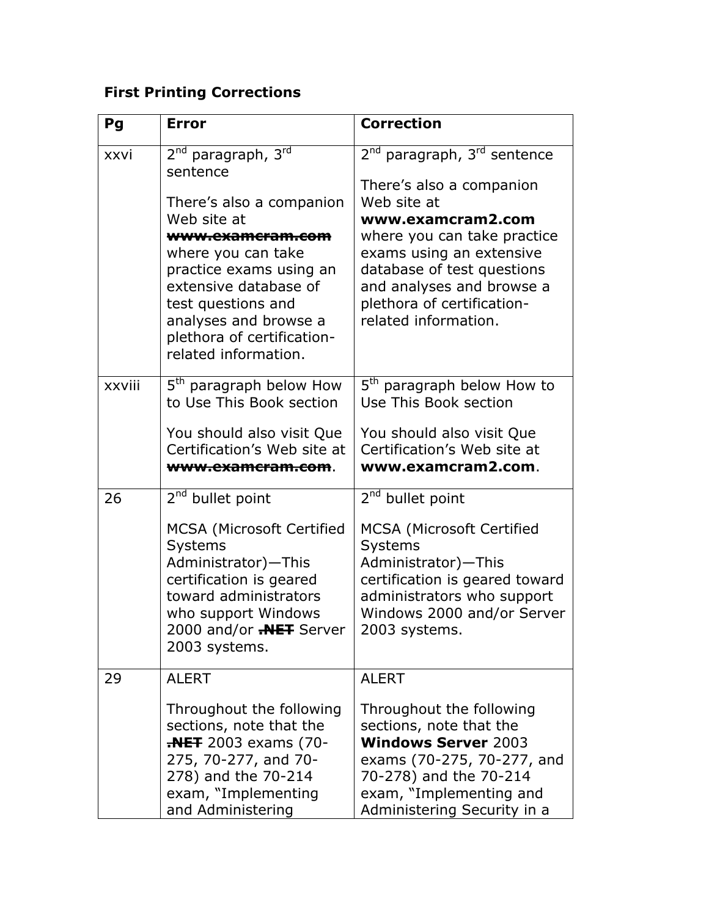**First Printing Corrections**

| Pg | Error | Correction |
|---|---|---|
| xxvi | 2nd paragraph, 3rd sentence<br><br>There's also a companion Web site at ~~**www.examcram.com**~~ where you can take practice exams using an extensive database of test questions and analyses and browse a plethora of certification-related information. | 2nd paragraph, 3rd sentence<br><br>There's also a companion Web site at **www.examcram2.com** where you can take practice exams using an extensive database of test questions and analyses and browse a plethora of certification-related information. |
| xxviii | 5th paragraph below How to Use This Book section<br><br>You should also visit Que Certification's Web site at ~~**www.examcram.com**~~. | 5th paragraph below How to Use This Book section<br><br>You should also visit Que Certification's Web site at **www.examcram2.com**. |
| 26 | 2nd bullet point<br><br>MCSA (Microsoft Certified Systems Administrator)—This certification is geared toward administrators who support Windows 2000 and/or ~~**.NET**~~ Server 2003 systems. | 2nd bullet point<br><br>MCSA (Microsoft Certified Systems Administrator)—This certification is geared toward administrators who support Windows 2000 and/or Server 2003 systems. |
| 29 | ALERT<br><br>Throughout the following sections, note that the ~~**.NET**~~ 2003 exams (70-275, 70-277, and 70-278) and the 70-214 exam, "Implementing and Administering | ALERT<br><br>Throughout the following sections, note that the **Windows Server** 2003 exams (70-275, 70-277, and 70-278) and the 70-214 exam, "Implementing and Administering Security in a |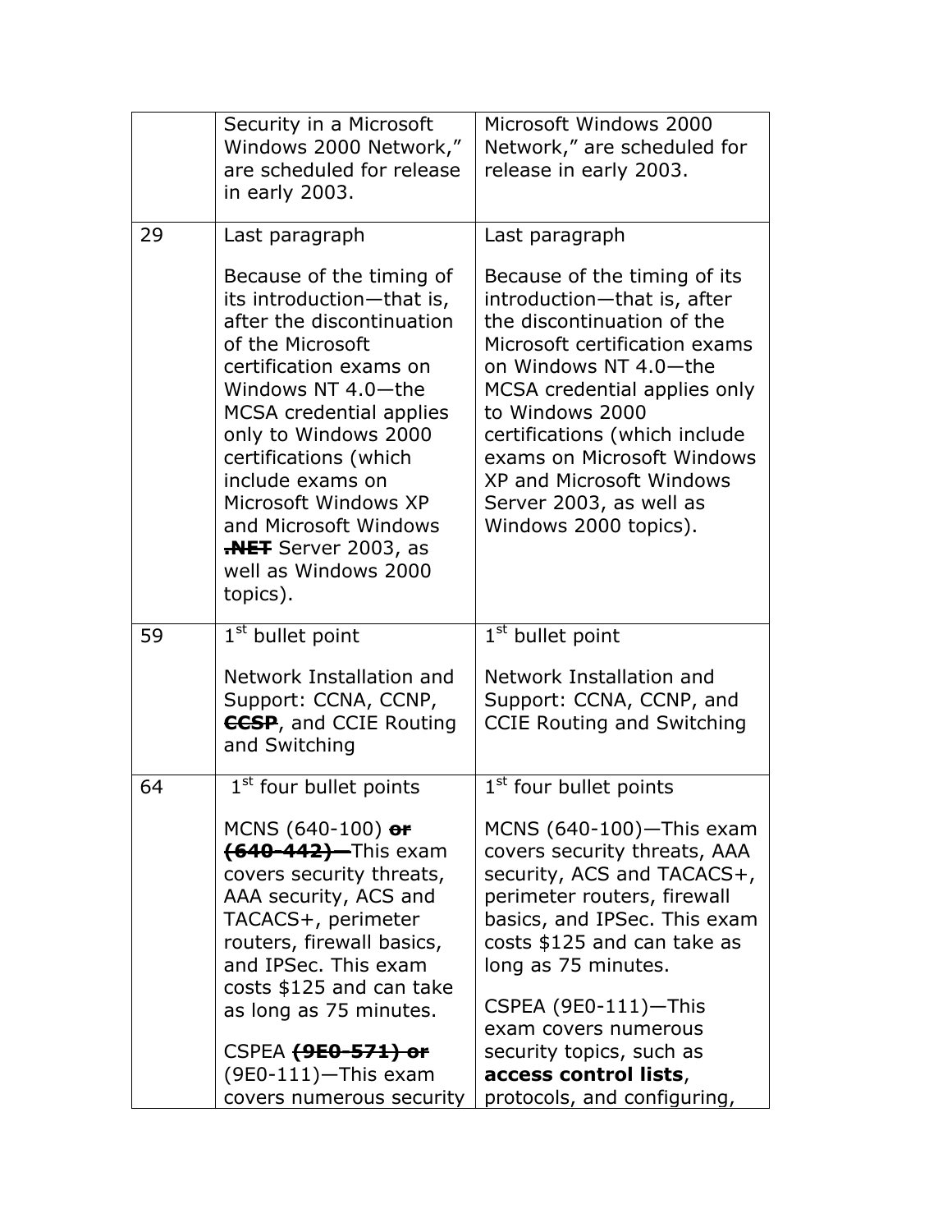| | | |
|---|---|---|
| | Security in a Microsoft Windows 2000 Network," are scheduled for release in early 2003. | Microsoft Windows 2000 Network," are scheduled for release in early 2003. |
| 29 | Last paragraph<br><br>Because of the timing of its introduction—that is, after the discontinuation of the Microsoft certification exams on Windows NT 4.0—the MCSA credential applies only to Windows 2000 certifications (which include exams on Microsoft Windows XP and Microsoft Windows ~~**.NET**~~ Server 2003, as well as Windows 2000 topics). | Last paragraph<br><br>Because of the timing of its introduction—that is, after the discontinuation of the Microsoft certification exams on Windows NT 4.0—the MCSA credential applies only to Windows 2000 certifications (which include exams on Microsoft Windows XP and Microsoft Windows Server 2003, as well as Windows 2000 topics). |
| 59 | 1st bullet point<br><br>Network Installation and Support: CCNA, CCNP, ~~**CCSP**~~, and CCIE Routing and Switching | 1st bullet point<br><br>Network Installation and Support: CCNA, CCNP, and CCIE Routing and Switching |
| 64 | 1st four bullet points<br><br>MCNS (640-100) ~~**or (640-442)—**~~This exam covers security threats, AAA security, ACS and TACACS+, perimeter routers, firewall basics, and IPSec. This exam costs $125 and can take as long as 75 minutes.<br><br>CSPEA ~~**(9E0-571) or**~~ (9E0-111)—This exam covers numerous security | 1st four bullet points<br><br>MCNS (640-100)—This exam covers security threats, AAA security, ACS and TACACS+, perimeter routers, firewall basics, and IPSec. This exam costs $125 and can take as long as 75 minutes.<br><br>CSPEA (9E0-111)—This exam covers numerous security topics, such as **access control lists**, protocols, and configuring, |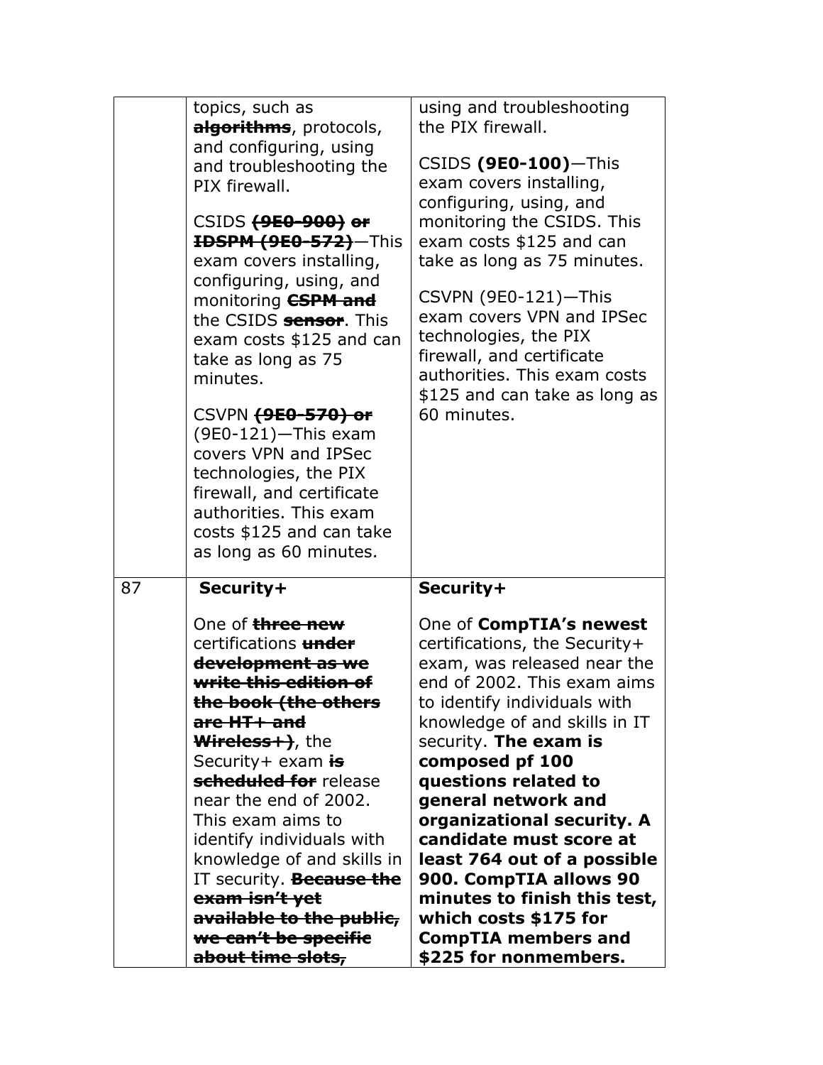| | | |
|---|---|---|
| | topics, such as **~~algorithms~~**, protocols, and configuring, using and troubleshooting the PIX firewall.<br><br>CSIDS **~~(9E0-900) or IDSPM (9E0-572)~~**—This exam covers installing, configuring, using, and monitoring **~~CSPM and~~** the CSIDS **~~sensor~~**. This exam costs $125 and can take as long as 75 minutes.<br><br>CSVPN **~~(9E0-570) or~~** (9E0-121)—This exam covers VPN and IPSec technologies, the PIX firewall, and certificate authorities. This exam costs $125 and can take as long as 60 minutes. | using and troubleshooting the PIX firewall.<br><br>CSIDS **(9E0-100)**—This exam covers installing, configuring, using, and monitoring the CSIDS. This exam costs $125 and can take as long as 75 minutes.<br><br>CSVPN (9E0-121)—This exam covers VPN and IPSec technologies, the PIX firewall, and certificate authorities. This exam costs $125 and can take as long as 60 minutes. |
| 87 | **Security+**<br><br>One of **~~three new~~** certifications **~~under development as we write this edition of the book (the others are HT+ and Wireless+)~~**, the Security+ exam **~~is scheduled for~~** release near the end of 2002. This exam aims to identify individuals with knowledge of and skills in IT security. **~~Because the exam isn't yet available to the public, we can't be specific about time slots,~~** | **Security+**<br><br>One of **CompTIA's newest** certifications, the Security+ exam, was released near the end of 2002. This exam aims to identify individuals with knowledge of and skills in IT security. **The exam is composed pf 100 questions related to general network and organizational security. A candidate must score at least 764 out of a possible 900. CompTIA allows 90 minutes to finish this test, which costs $175 for CompTIA members and $225 for nonmembers.** |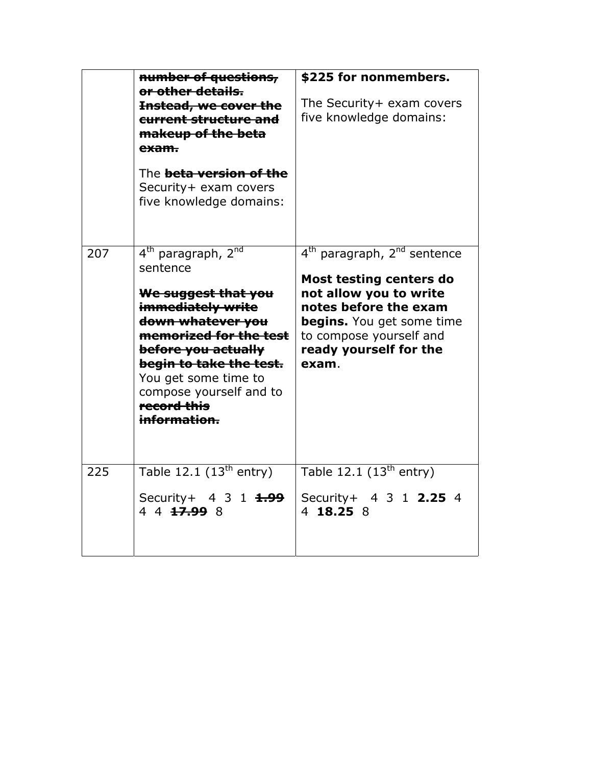| | | |
|---|---|---|
| | ~~**number of questions, or other details. Instead, we cover the current structure and makeup of the beta exam.**~~<br><br>The ~~**beta version of the**~~ Security+ exam covers five knowledge domains: | **$225 for nonmembers.**<br><br>The Security+ exam covers five knowledge domains: |
| 207 | 4th paragraph, 2nd sentence<br><br>~~**We suggest that you immediately write down whatever you memorized for the test before you actually begin to take the test.**~~ You get some time to compose yourself and to ~~**record this information.**~~ | 4th paragraph, 2nd sentence<br><br>**Most testing centers do not allow you to write notes before the exam begins.** You get some time to compose yourself and **ready yourself for the exam**. |
| 225 | Table 12.1 (13th entry)<br><br>Security+ 4 3 1 ~~**1.99**~~ 4 4 ~~**17.99**~~ 8 | Table 12.1 (13th entry)<br><br>Security+ 4 3 1 **2.25** 4 4 **18.25** 8 |